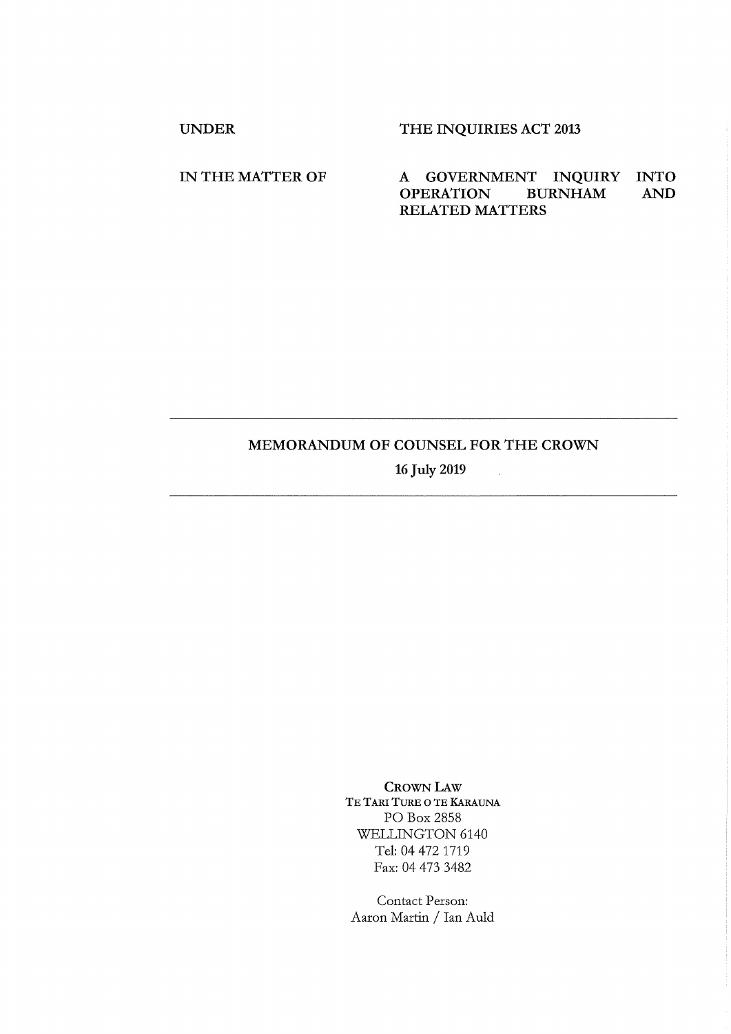| | |
|---|---|
| UNDER | THE INQUIRIES ACT 2013 |
| IN THE MATTER OF | A GOVERNMENT INQUIRY INTO OPERATION BURNHAM AND RELATED MATTERS |

---

**MEMORANDUM OF COUNSEL FOR THE CROWN**

**16 July 2019**

---

CROWN LAW
TE TARI TURE O TE KARAUNA
PO Box 2858
WELLINGTON 6140
Tel: 04 472 1719
Fax: 04 473 3482

Contact Person:
Aaron Martin / Ian Auld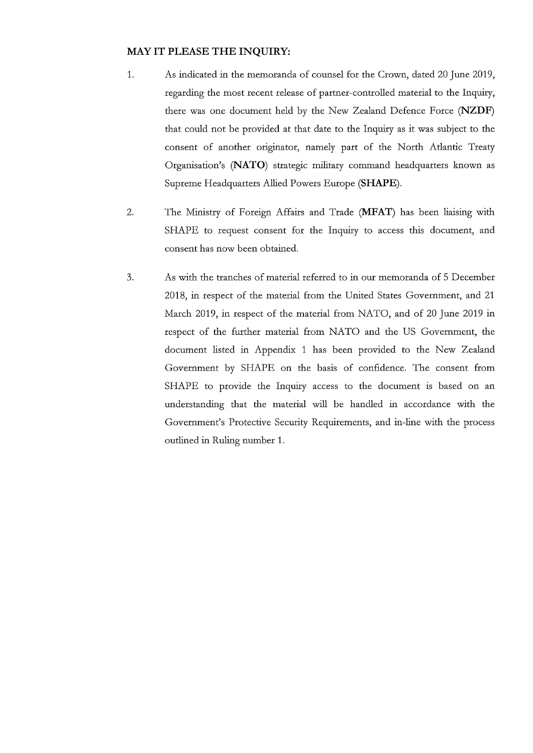**MAY IT PLEASE THE INQUIRY:**

1. As indicated in the memoranda of counsel for the Crown, dated 20 June 2019, regarding the most recent release of partner-controlled material to the Inquiry, there was one document held by the New Zealand Defence Force (**NZDF**) that could not be provided at that date to the Inquiry as it was subject to the consent of another originator, namely part of the North Atlantic Treaty Organisation's (**NATO**) strategic military command headquarters known as Supreme Headquarters Allied Powers Europe (**SHAPE**).

2. The Ministry of Foreign Affairs and Trade (**MFAT**) has been liaising with SHAPE to request consent for the Inquiry to access this document, and consent has now been obtained.

3. As with the tranches of material referred to in our memoranda of 5 December 2018, in respect of the material from the United States Government, and 21 March 2019, in respect of the material from NATO, and of 20 June 2019 in respect of the further material from NATO and the US Government, the document listed in Appendix 1 has been provided to the New Zealand Government by SHAPE on the basis of confidence. The consent from SHAPE to provide the Inquiry access to the document is based on an understanding that the material will be handled in accordance with the Government's Protective Security Requirements, and in-line with the process outlined in Ruling number 1.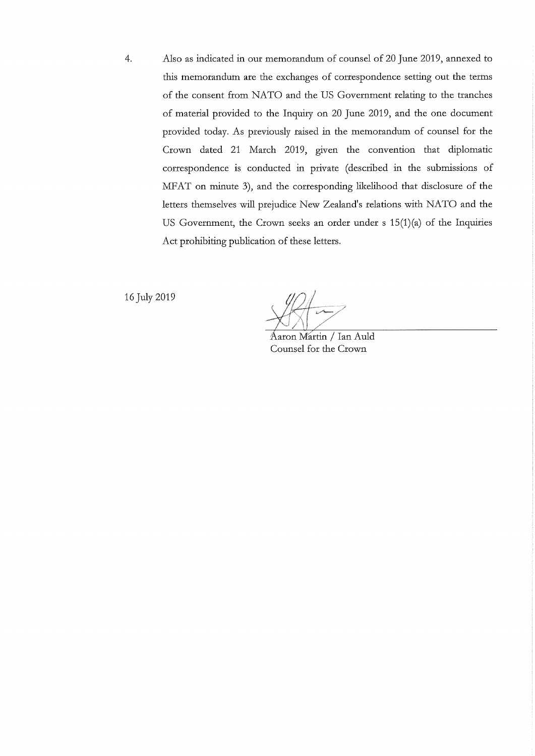4. Also as indicated in our memorandum of counsel of 20 June 2019, annexed to this memorandum are the exchanges of correspondence setting out the terms of the consent from NATO and the US Government relating to the tranches of material provided to the Inquiry on 20 June 2019, and the one document provided today. As previously raised in the memorandum of counsel for the Crown dated 21 March 2019, given the convention that diplomatic correspondence is conducted in private (described in the submissions of MFAT on minute 3), and the corresponding likelihood that disclosure of the letters themselves will prejudice New Zealand's relations with NATO and the US Government, the Crown seeks an order under s 15(1)(a) of the Inquiries Act prohibiting publication of these letters.

16 July 2019

Aaron Martin / Ian Auld
Counsel for the Crown